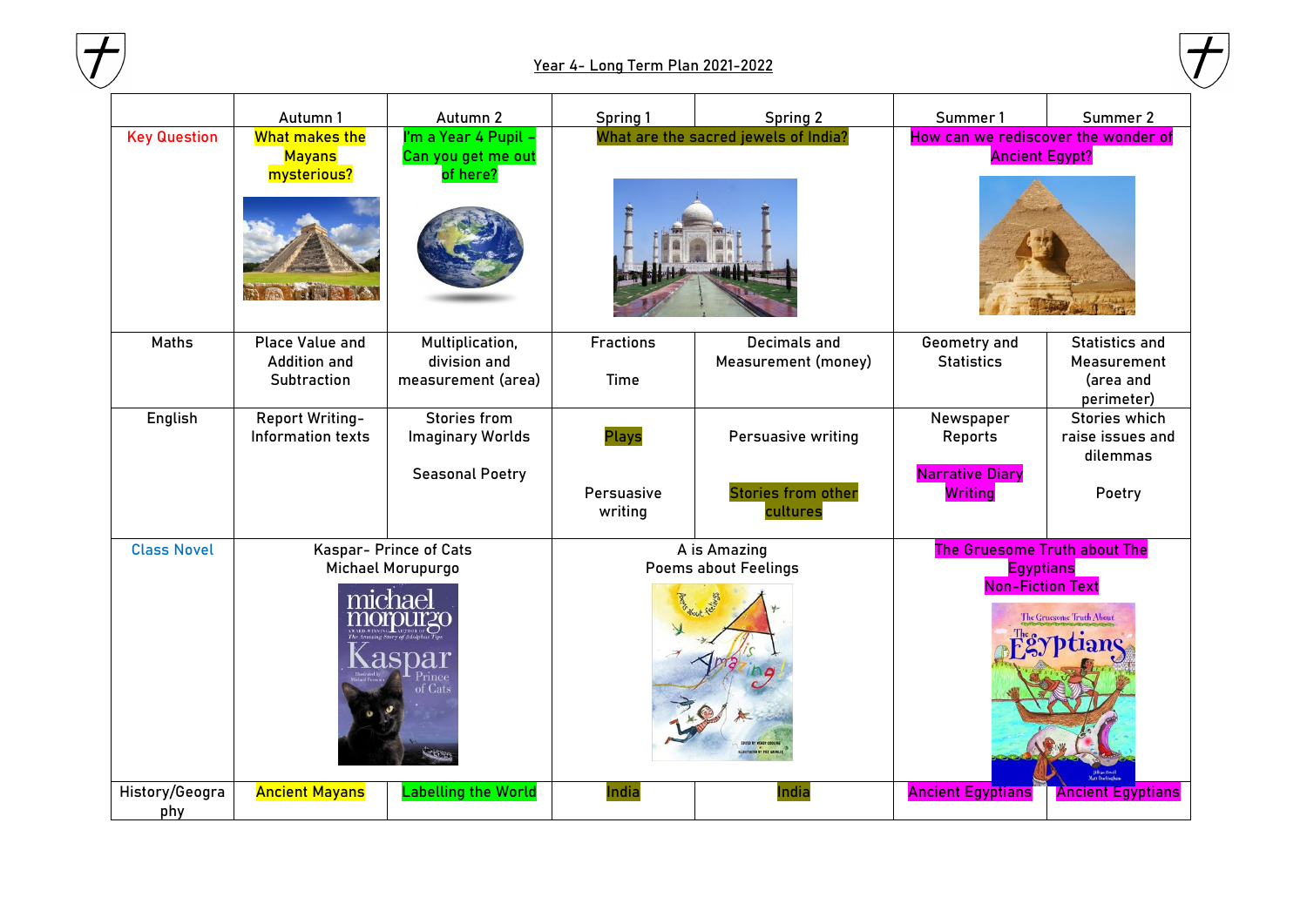# Year 4- Long Term Plan 2021-2022

| | Autumn 1 | Autumn 2 | Spring 1 | Spring 2 | Summer 1 | Summer 2 |
|---|---|---|---|---|---|---|
| Key Question | What makes the Mayans mysterious? | I'm a Year 4 Pupil – Can you get me out of here? | What are the sacred jewels of India? | | How can we rediscover the wonder of Ancient Egypt? | |
| Maths | Place Value and Addition and Subtraction | Multiplication, division and measurement (area) | Fractions<br><br>Time | Decimals and Measurement (money) | Geometry and Statistics | Statistics and Measurement (area and perimeter) |
| English | Report Writing- Information texts | Stories from Imaginary Worlds<br><br>Seasonal Poetry | Plays<br><br>Persuasive writing | Persuasive writing<br><br>Stories from other cultures | Newspaper Reports<br><br>Narrative Diary Writing | Stories which raise issues and dilemmas<br><br>Poetry |
| Class Novel | Kaspar- Prince of Cats<br>Michael Morupurgo | | A is Amazing<br>Poems about Feelings | | The Gruesome Truth about The Egyptians<br>Non-Fiction Text | |
| History/Geography | Ancient Mayans | Labelling the World | India | India | Ancient Egyptians | Ancient Egyptians |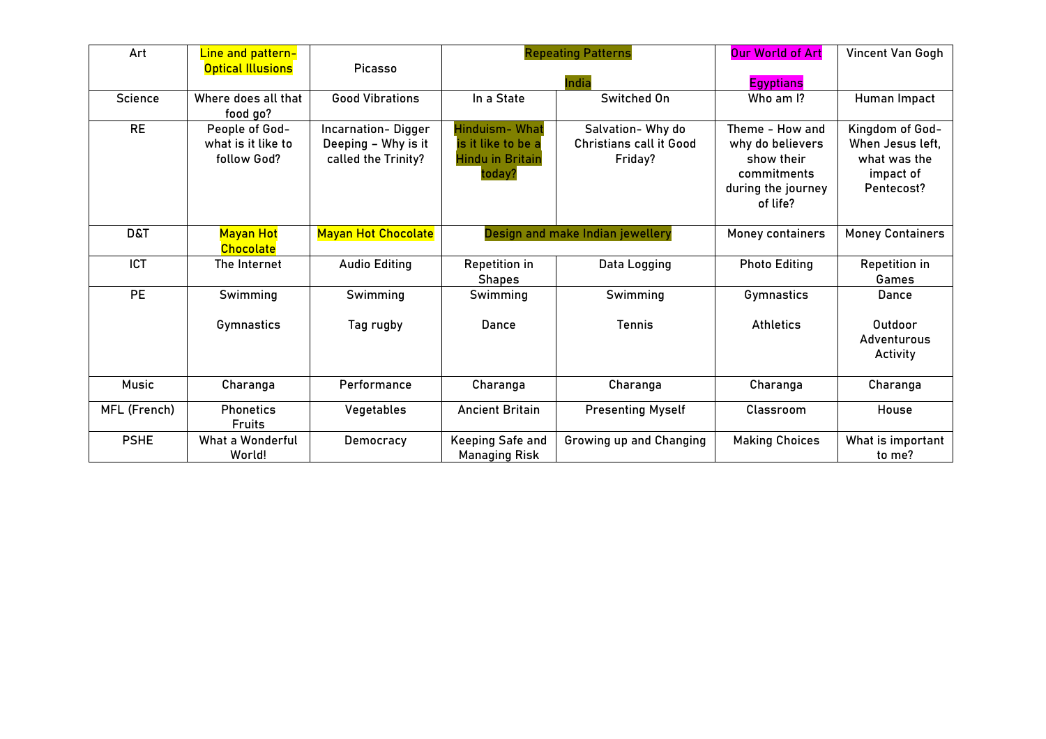| | | | | | | |
|---|---|---|---|---|---|---|
| Art | Line and pattern- Optical Illusions | Picasso | Repeating Patterns India | | Our World of Art Egyptians | Vincent Van Gogh |
| Science | Where does all that food go? | Good Vibrations | In a State | Switched On | Who am I? | Human Impact |
| RE | People of God- what is it like to follow God? | Incarnation- Digger Deeping – Why is it called the Trinity? | Hinduism- What is it like to be a Hindu in Britain today? | Salvation- Why do Christians call it Good Friday? | Theme - How and why do believers show their commitments during the journey of life? | Kingdom of God- When Jesus left, what was the impact of Pentecost? |
| D&T | Mayan Hot Chocolate | Mayan Hot Chocolate | Design and make Indian jewellery | | Money containers | Money Containers |
| ICT | The Internet | Audio Editing | Repetition in Shapes | Data Logging | Photo Editing | Repetition in Games |
| PE | Swimming<br><br>Gymnastics | Swimming<br><br>Tag rugby | Swimming<br><br>Dance | Swimming<br><br>Tennis | Gymnastics<br><br>Athletics | Dance<br><br>Outdoor Adventurous Activity |
| Music | Charanga | Performance | Charanga | Charanga | Charanga | Charanga |
| MFL (French) | Phonetics Fruits | Vegetables | Ancient Britain | Presenting Myself | Classroom | House |
| PSHE | What a Wonderful World! | Democracy | Keeping Safe and Managing Risk | Growing up and Changing | Making Choices | What is important to me? |